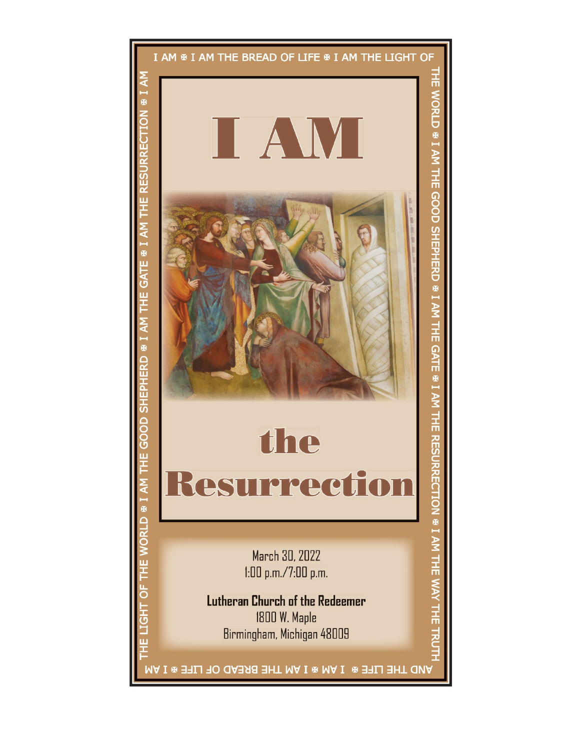I AM ✠ I AM THE BREAD OF LIFE ✠ I AM THE LIGHT OF THE WORLD ✠ I AM THE GOOD SHEPHERD ✠ I AM THE GATE ✠ I AM THE RESURRECTION ✠ I AM THE WAY THE TRUTH AND THE LIFE ✠ I AM ✠ I AM THE BREAD OF LIFE ✠ I AM THE LIGHT OF THE WORLD ✠ I AM THE GOOD SHEPHERD ✠ I AM THE GATE ✠ I AM THE RESURRECTION ✠ I AM

# I AM

# the Resurrection

March 30, 2022
1:00 p.m./7:00 p.m.

**Lutheran Church of the Redeemer**
1800 W. Maple
Birmingham, Michigan 48009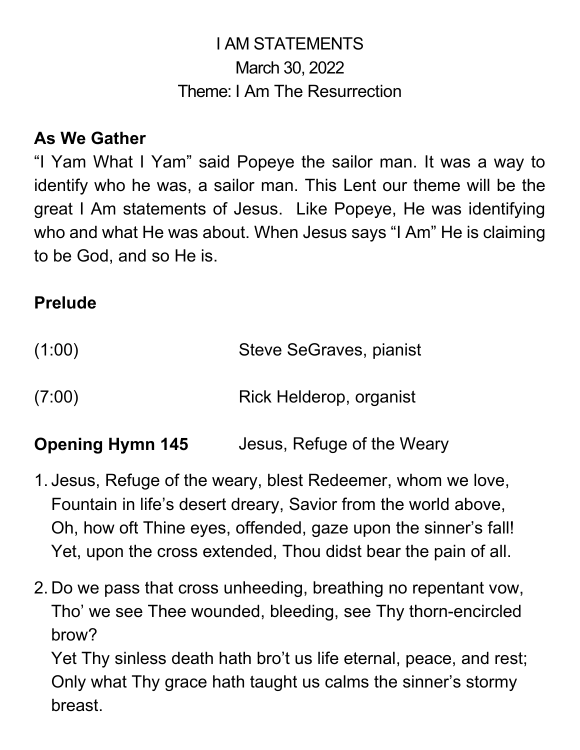I AM STATEMENTS

March 30, 2022

Theme: I Am The Resurrection

**As We Gather**

"I Yam What I Yam" said Popeye the sailor man. It was a way to identify who he was, a sailor man. This Lent our theme will be the great I Am statements of Jesus. Like Popeye, He was identifying who and what He was about. When Jesus says "I Am" He is claiming to be God, and so He is.

**Prelude**

(1:00) Steve SeGraves, pianist

(7:00) Rick Helderop, organist

**Opening Hymn 145** Jesus, Refuge of the Weary

1. Jesus, Refuge of the weary, blest Redeemer, whom we love,
   Fountain in life's desert dreary, Savior from the world above,
   Oh, how oft Thine eyes, offended, gaze upon the sinner's fall!
   Yet, upon the cross extended, Thou didst bear the pain of all.

2. Do we pass that cross unheeding, breathing no repentant vow,
   Tho' we see Thee wounded, bleeding, see Thy thorn-encircled brow?
   Yet Thy sinless death hath bro't us life eternal, peace, and rest;
   Only what Thy grace hath taught us calms the sinner's stormy breast.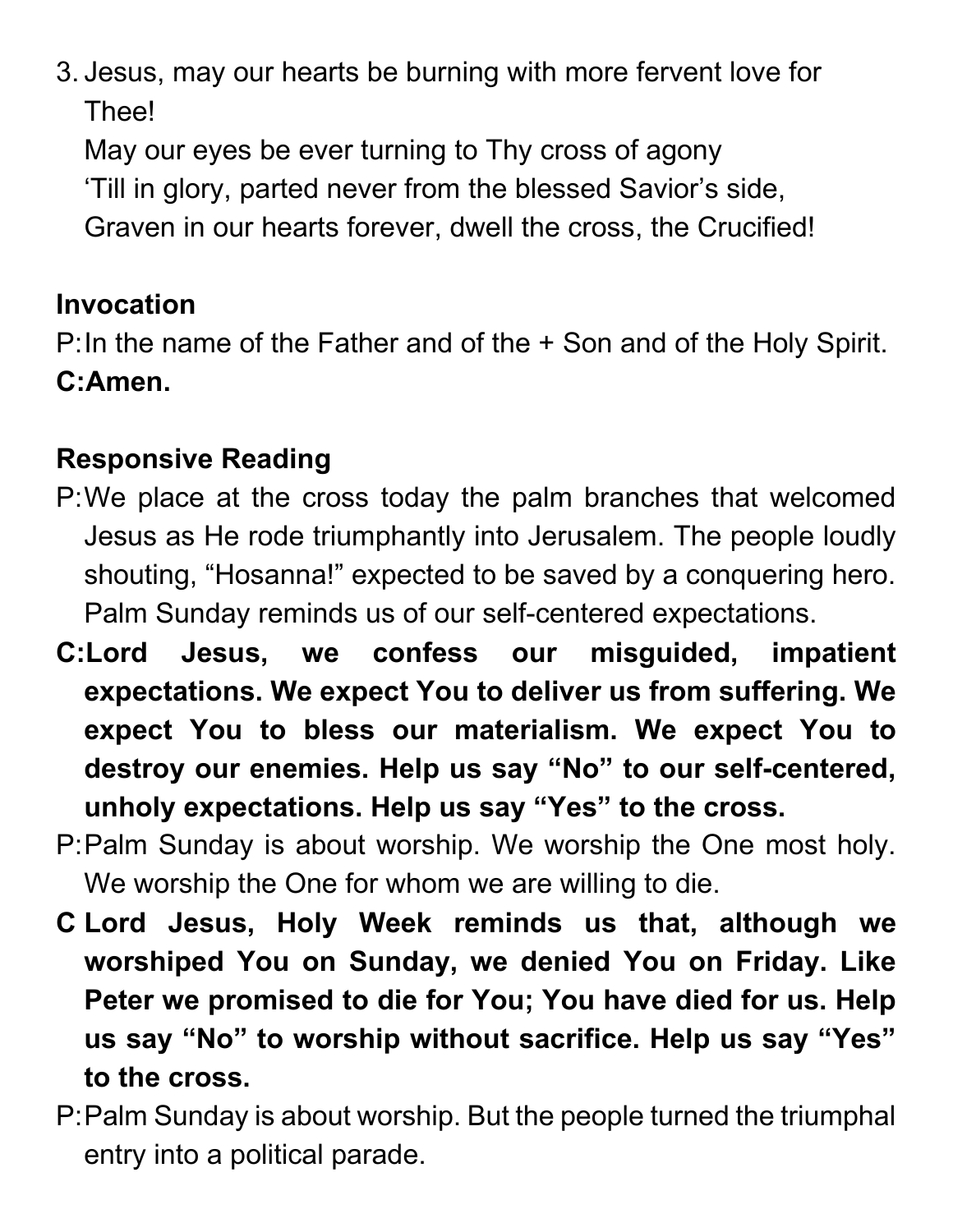3. Jesus, may our hearts be burning with more fervent love for Thee!
   May our eyes be ever turning to Thy cross of agony
   'Till in glory, parted never from the blessed Savior's side,
   Graven in our hearts forever, dwell the cross, the Crucified!

**Invocation**

P: In the name of the Father and of the + Son and of the Holy Spirit.

**C: Amen.**

**Responsive Reading**

P: We place at the cross today the palm branches that welcomed Jesus as He rode triumphantly into Jerusalem. The people loudly shouting, "Hosanna!" expected to be saved by a conquering hero. Palm Sunday reminds us of our self-centered expectations.

**C: Lord Jesus, we confess our misguided, impatient expectations. We expect You to deliver us from suffering. We expect You to bless our materialism. We expect You to destroy our enemies. Help us say "No" to our self-centered, unholy expectations. Help us say "Yes" to the cross.**

P: Palm Sunday is about worship. We worship the One most holy. We worship the One for whom we are willing to die.

**C Lord Jesus, Holy Week reminds us that, although we worshiped You on Sunday, we denied You on Friday. Like Peter we promised to die for You; You have died for us. Help us say "No" to worship without sacrifice. Help us say "Yes" to the cross.**

P: Palm Sunday is about worship. But the people turned the triumphal entry into a political parade.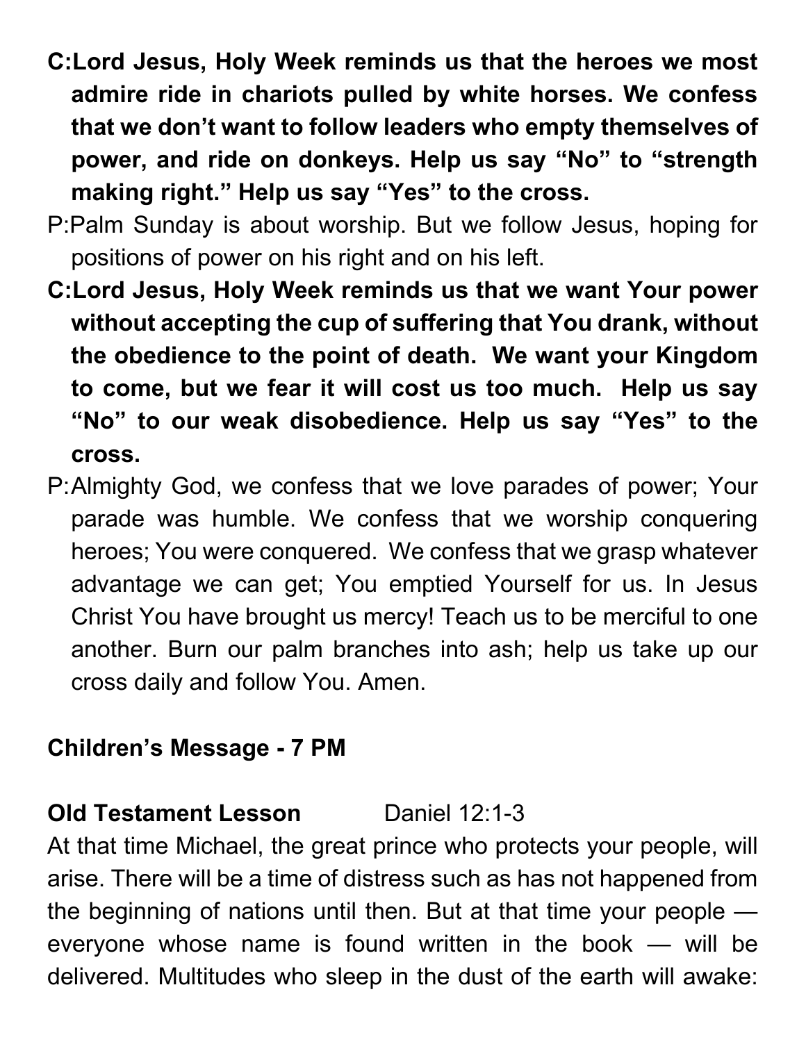**C: Lord Jesus, Holy Week reminds us that the heroes we most admire ride in chariots pulled by white horses. We confess that we don't want to follow leaders who empty themselves of power, and ride on donkeys. Help us say "No" to "strength making right." Help us say "Yes" to the cross.**

P: Palm Sunday is about worship. But we follow Jesus, hoping for positions of power on his right and on his left.

**C: Lord Jesus, Holy Week reminds us that we want Your power without accepting the cup of suffering that You drank, without the obedience to the point of death. We want your Kingdom to come, but we fear it will cost us too much. Help us say "No" to our weak disobedience. Help us say "Yes" to the cross.**

P: Almighty God, we confess that we love parades of power; Your parade was humble. We confess that we worship conquering heroes; You were conquered. We confess that we grasp whatever advantage we can get; You emptied Yourself for us. In Jesus Christ You have brought us mercy! Teach us to be merciful to one another. Burn our palm branches into ash; help us take up our cross daily and follow You. Amen.

**Children's Message - 7 PM**

**Old Testament Lesson** Daniel 12:1-3

At that time Michael, the great prince who protects your people, will arise. There will be a time of distress such as has not happened from the beginning of nations until then. But at that time your people — everyone whose name is found written in the book — will be delivered. Multitudes who sleep in the dust of the earth will awake: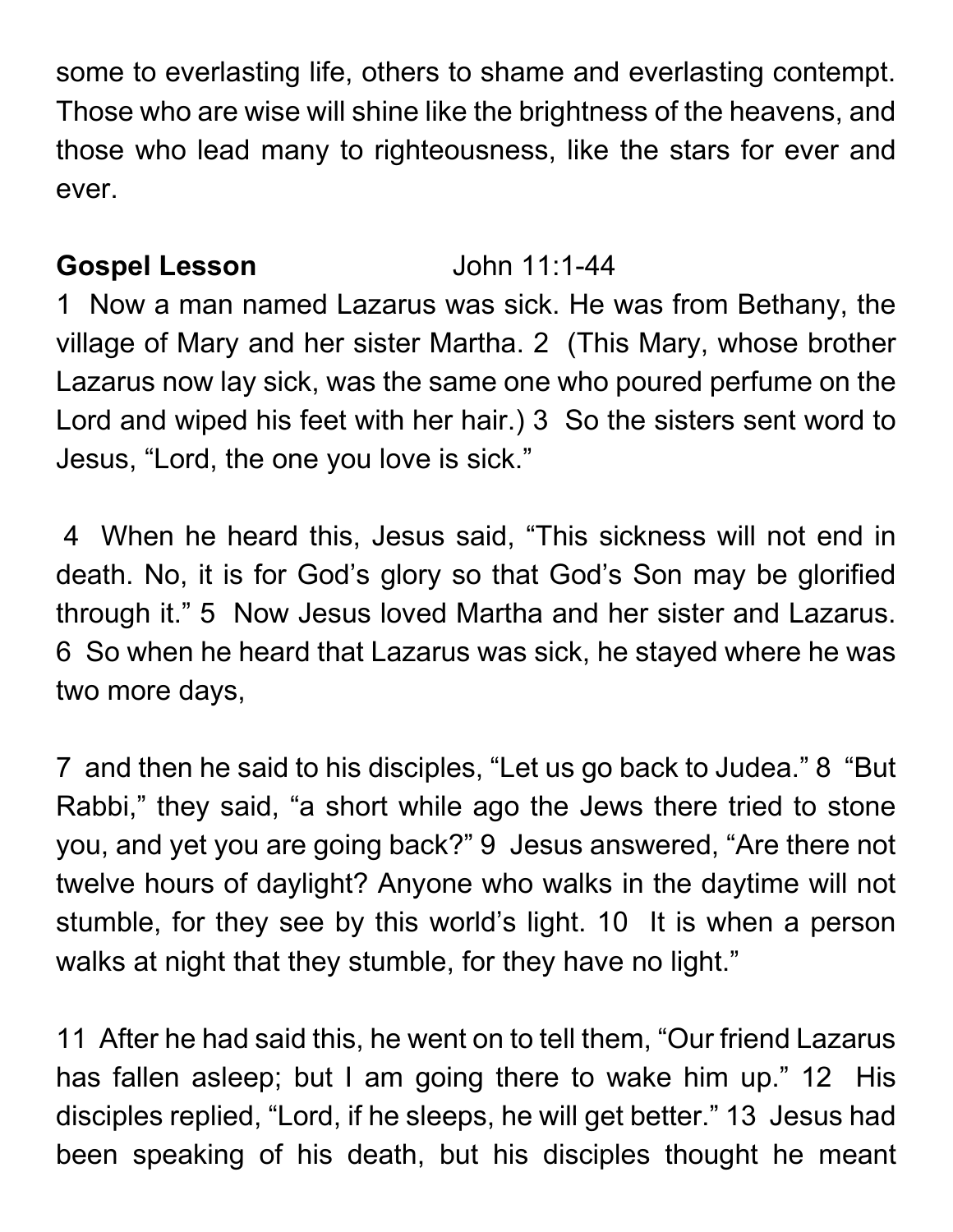some to everlasting life, others to shame and everlasting contempt. Those who are wise will shine like the brightness of the heavens, and those who lead many to righteousness, like the stars for ever and ever.

**Gospel Lesson** John 11:1-44

1 Now a man named Lazarus was sick. He was from Bethany, the village of Mary and her sister Martha. 2 (This Mary, whose brother Lazarus now lay sick, was the same one who poured perfume on the Lord and wiped his feet with her hair.) 3 So the sisters sent word to Jesus, "Lord, the one you love is sick."

4 When he heard this, Jesus said, "This sickness will not end in death. No, it is for God's glory so that God's Son may be glorified through it." 5 Now Jesus loved Martha and her sister and Lazarus. 6 So when he heard that Lazarus was sick, he stayed where he was two more days,

7 and then he said to his disciples, "Let us go back to Judea." 8 "But Rabbi," they said, "a short while ago the Jews there tried to stone you, and yet you are going back?" 9 Jesus answered, "Are there not twelve hours of daylight? Anyone who walks in the daytime will not stumble, for they see by this world's light. 10 It is when a person walks at night that they stumble, for they have no light."

11 After he had said this, he went on to tell them, "Our friend Lazarus has fallen asleep; but I am going there to wake him up." 12 His disciples replied, "Lord, if he sleeps, he will get better." 13 Jesus had been speaking of his death, but his disciples thought he meant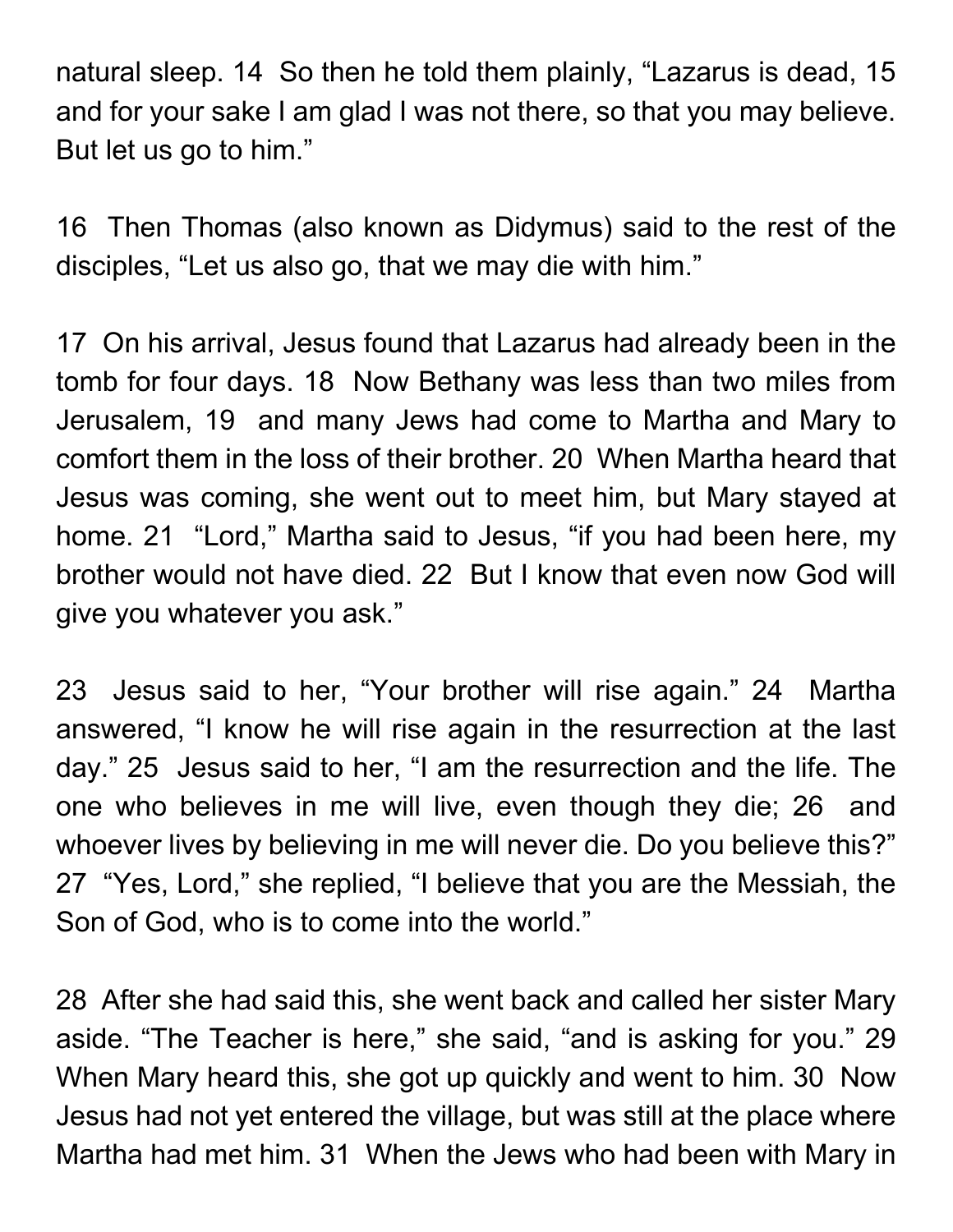natural sleep. 14 So then he told them plainly, “Lazarus is dead, 15 and for your sake I am glad I was not there, so that you may believe. But let us go to him.”

16 Then Thomas (also known as Didymus) said to the rest of the disciples, “Let us also go, that we may die with him.”

17 On his arrival, Jesus found that Lazarus had already been in the tomb for four days. 18 Now Bethany was less than two miles from Jerusalem, 19 and many Jews had come to Martha and Mary to comfort them in the loss of their brother. 20 When Martha heard that Jesus was coming, she went out to meet him, but Mary stayed at home. 21 “Lord,” Martha said to Jesus, “if you had been here, my brother would not have died. 22 But I know that even now God will give you whatever you ask.”

23 Jesus said to her, “Your brother will rise again.” 24 Martha answered, “I know he will rise again in the resurrection at the last day.” 25 Jesus said to her, “I am the resurrection and the life. The one who believes in me will live, even though they die; 26 and whoever lives by believing in me will never die. Do you believe this?” 27 “Yes, Lord,” she replied, “I believe that you are the Messiah, the Son of God, who is to come into the world.”

28 After she had said this, she went back and called her sister Mary aside. “The Teacher is here,” she said, “and is asking for you.” 29 When Mary heard this, she got up quickly and went to him. 30 Now Jesus had not yet entered the village, but was still at the place where Martha had met him. 31 When the Jews who had been with Mary in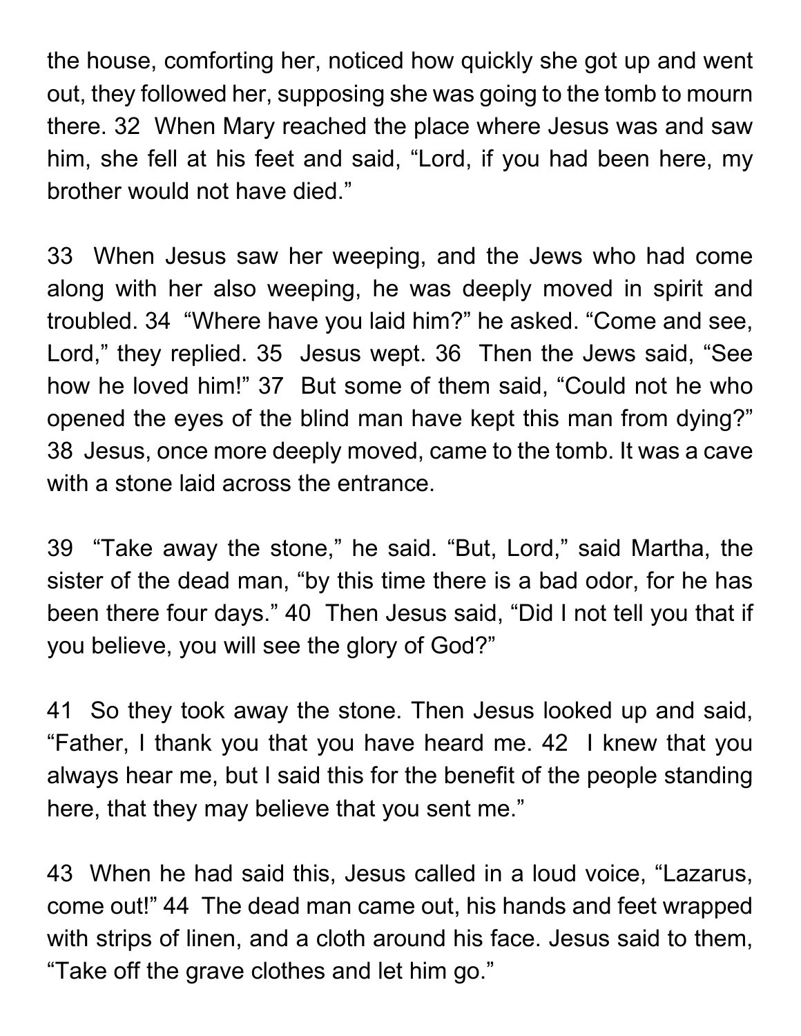the house, comforting her, noticed how quickly she got up and went out, they followed her, supposing she was going to the tomb to mourn there. 32 When Mary reached the place where Jesus was and saw him, she fell at his feet and said, “Lord, if you had been here, my brother would not have died.”

33 When Jesus saw her weeping, and the Jews who had come along with her also weeping, he was deeply moved in spirit and troubled. 34 “Where have you laid him?” he asked. “Come and see, Lord,” they replied. 35 Jesus wept. 36 Then the Jews said, “See how he loved him!” 37 But some of them said, “Could not he who opened the eyes of the blind man have kept this man from dying?” 38 Jesus, once more deeply moved, came to the tomb. It was a cave with a stone laid across the entrance.

39 “Take away the stone,” he said. “But, Lord,” said Martha, the sister of the dead man, “by this time there is a bad odor, for he has been there four days.” 40 Then Jesus said, “Did I not tell you that if you believe, you will see the glory of God?”

41 So they took away the stone. Then Jesus looked up and said, “Father, I thank you that you have heard me. 42 I knew that you always hear me, but I said this for the benefit of the people standing here, that they may believe that you sent me.”

43 When he had said this, Jesus called in a loud voice, “Lazarus, come out!” 44 The dead man came out, his hands and feet wrapped with strips of linen, and a cloth around his face. Jesus said to them, “Take off the grave clothes and let him go.”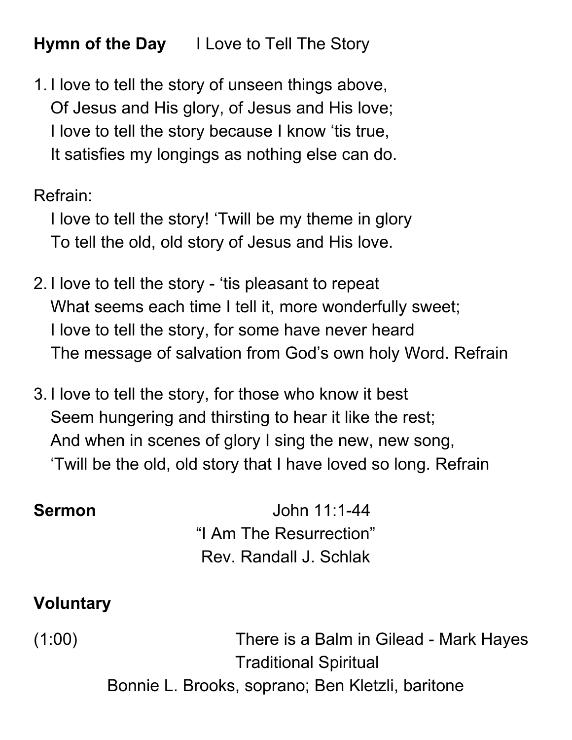**Hymn of the Day** I Love to Tell The Story

1. I love to tell the story of unseen things above,
   Of Jesus and His glory, of Jesus and His love;
   I love to tell the story because I know 'tis true,
   It satisfies my longings as nothing else can do.

Refrain:
   I love to tell the story! 'Twill be my theme in glory
   To tell the old, old story of Jesus and His love.

2. I love to tell the story - 'tis pleasant to repeat
   What seems each time I tell it, more wonderfully sweet;
   I love to tell the story, for some have never heard
   The message of salvation from God's own holy Word. Refrain

3. I love to tell the story, for those who know it best
   Seem hungering and thirsting to hear it like the rest;
   And when in scenes of glory I sing the new, new song,
   'Twill be the old, old story that I have loved so long. Refrain

**Sermon** John 11:1-44
"I Am The Resurrection"
Rev. Randall J. Schlak

**Voluntary**

(1:00) There is a Balm in Gilead - Mark Hayes
Traditional Spiritual
Bonnie L. Brooks, soprano; Ben Kletzli, baritone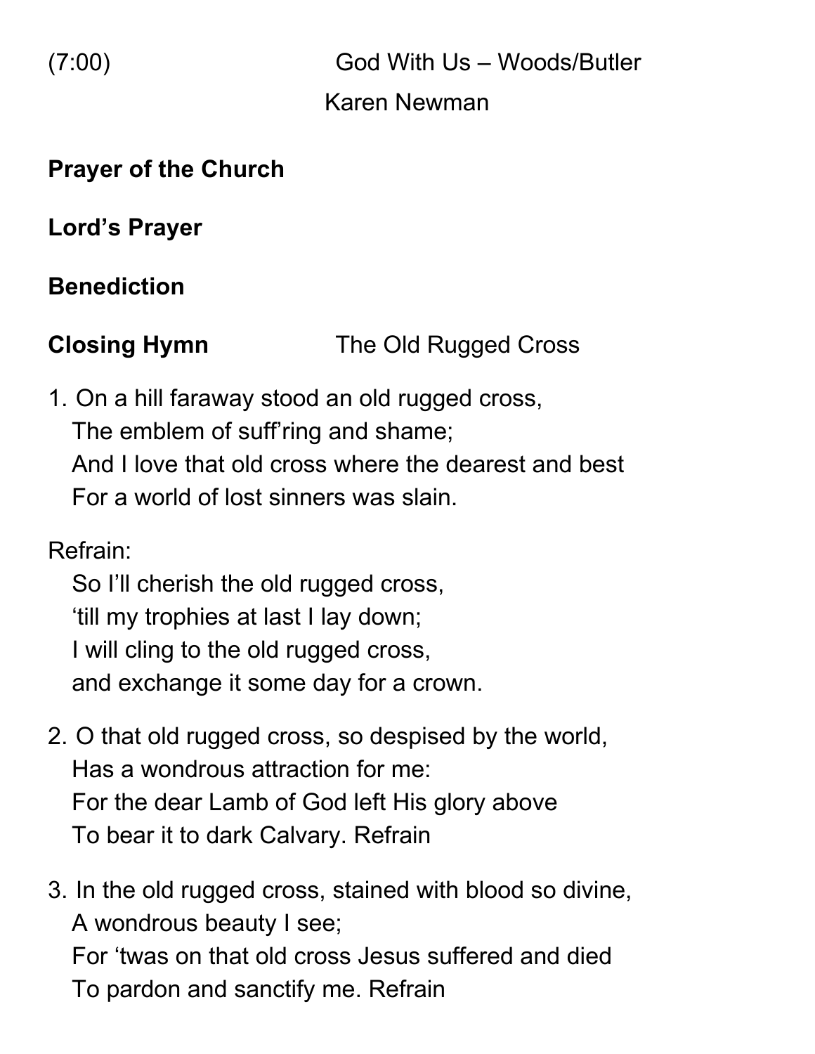(7:00) God With Us – Woods/Butler

Karen Newman

**Prayer of the Church**

**Lord's Prayer**

**Benediction**

**Closing Hymn** The Old Rugged Cross

1. On a hill faraway stood an old rugged cross,
   The emblem of suff'ring and shame;
   And I love that old cross where the dearest and best
   For a world of lost sinners was slain.

Refrain:
   So I'll cherish the old rugged cross,
   'till my trophies at last I lay down;
   I will cling to the old rugged cross,
   and exchange it some day for a crown.

2. O that old rugged cross, so despised by the world,
   Has a wondrous attraction for me:
   For the dear Lamb of God left His glory above
   To bear it to dark Calvary. Refrain

3. In the old rugged cross, stained with blood so divine,
   A wondrous beauty I see;
   For 'twas on that old cross Jesus suffered and died
   To pardon and sanctify me. Refrain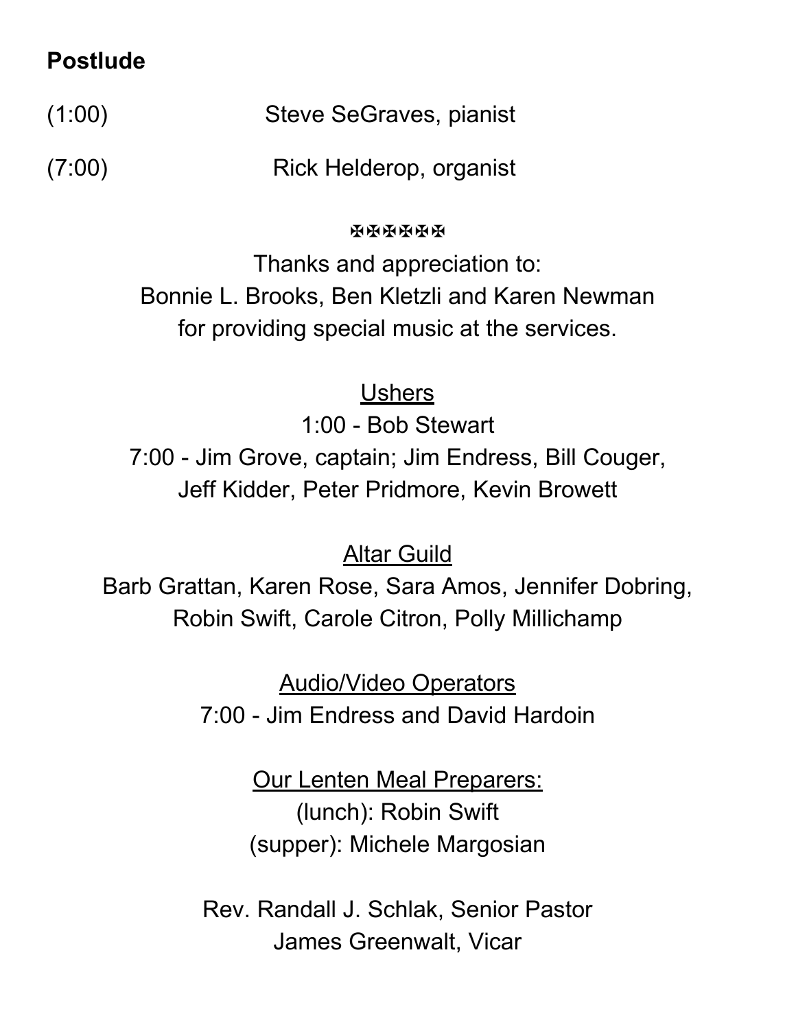**Postlude**

(1:00) Steve SeGraves, pianist

(7:00) Rick Helderop, organist

✠✠✠✠✠✠

Thanks and appreciation to:
Bonnie L. Brooks, Ben Kletzli and Karen Newman
for providing special music at the services.

Ushers

1:00 - Bob Stewart

7:00 - Jim Grove, captain; Jim Endress, Bill Couger,
Jeff Kidder, Peter Pridmore, Kevin Browett

Altar Guild

Barb Grattan, Karen Rose, Sara Amos, Jennifer Dobring,
Robin Swift, Carole Citron, Polly Millichamp

Audio/Video Operators

7:00 - Jim Endress and David Hardoin

Our Lenten Meal Preparers:

(lunch): Robin Swift

(supper): Michele Margosian

Rev. Randall J. Schlak, Senior Pastor
James Greenwalt, Vicar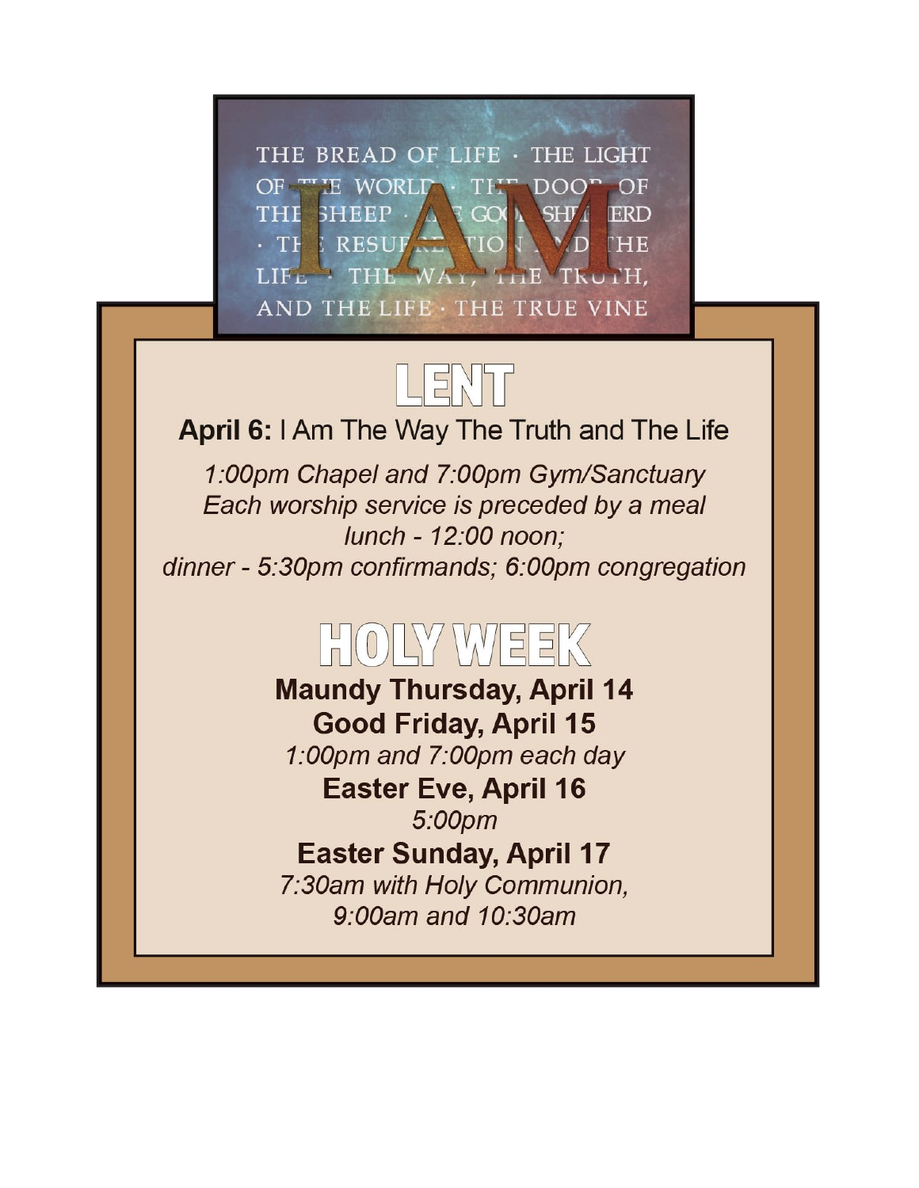THE BREAD OF LIFE · THE LIGHT OF THE WORLD · THE DOOR OF THE SHEEP · THE GOOD SHEPHERD · THE RESURRECTION AND THE LIFE · THE WAY, THE TRUTH, AND THE LIFE · THE TRUE VINE

# I AM

## LENT

**April 6:** I Am The Way The Truth and The Life

*1:00pm Chapel and 7:00pm Gym/Sanctuary*
*Each worship service is preceded by a meal*
*lunch - 12:00 noon;*
*dinner - 5:30pm confirmands; 6:00pm congregation*

## HOLY WEEK

**Maundy Thursday, April 14**
**Good Friday, April 15**
*1:00pm and 7:00pm each day*

**Easter Eve, April 16**
*5:00pm*

**Easter Sunday, April 17**
*7:30am with Holy Communion,*
*9:00am and 10:30am*